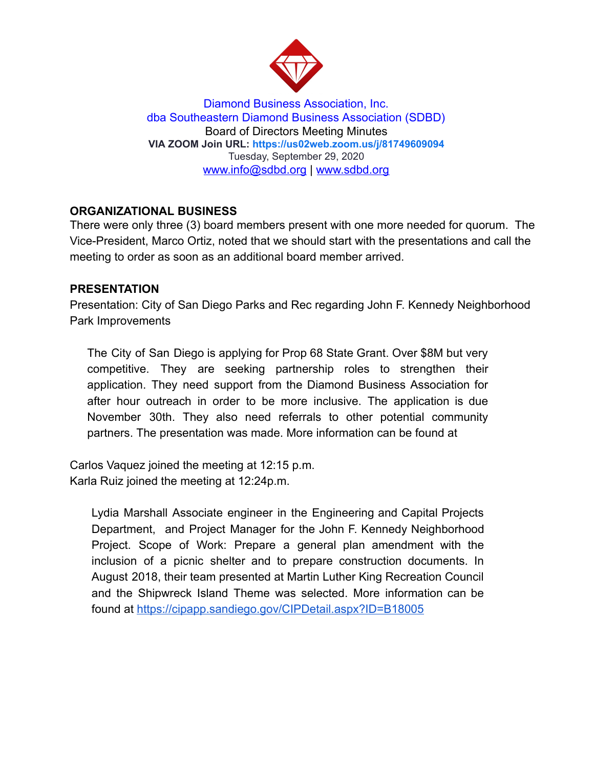Diamond Business Association, Inc.
dba Southeastern Diamond Business Association (SDBD)
Board of Directors Meeting Minutes
**VIA ZOOM Join URL: https://us02web.zoom.us/j/81749609094**
Tuesday, September 29, 2020
www.info@sdbd.org | www.sdbd.org

## ORGANIZATIONAL BUSINESS

There were only three (3) board members present with one more needed for quorum. The Vice-President, Marco Ortiz, noted that we should start with the presentations and call the meeting to order as soon as an additional board member arrived.

## PRESENTATION

Presentation: City of San Diego Parks and Rec regarding John F. Kennedy Neighborhood Park Improvements

> The City of San Diego is applying for Prop 68 State Grant. Over $8M but very competitive. They are seeking partnership roles to strengthen their application. They need support from the Diamond Business Association for after hour outreach in order to be more inclusive. The application is due November 30th. They also need referrals to other potential community partners. The presentation was made. More information can be found at

Carlos Vaquez joined the meeting at 12:15 p.m.
Karla Ruiz joined the meeting at 12:24p.m.

> Lydia Marshall Associate engineer in the Engineering and Capital Projects Department, and Project Manager for the John F. Kennedy Neighborhood Project. Scope of Work: Prepare a general plan amendment with the inclusion of a picnic shelter and to prepare construction documents. In August 2018, their team presented at Martin Luther King Recreation Council and the Shipwreck Island Theme was selected. More information can be found at https://cipapp.sandiego.gov/CIPDetail.aspx?ID=B18005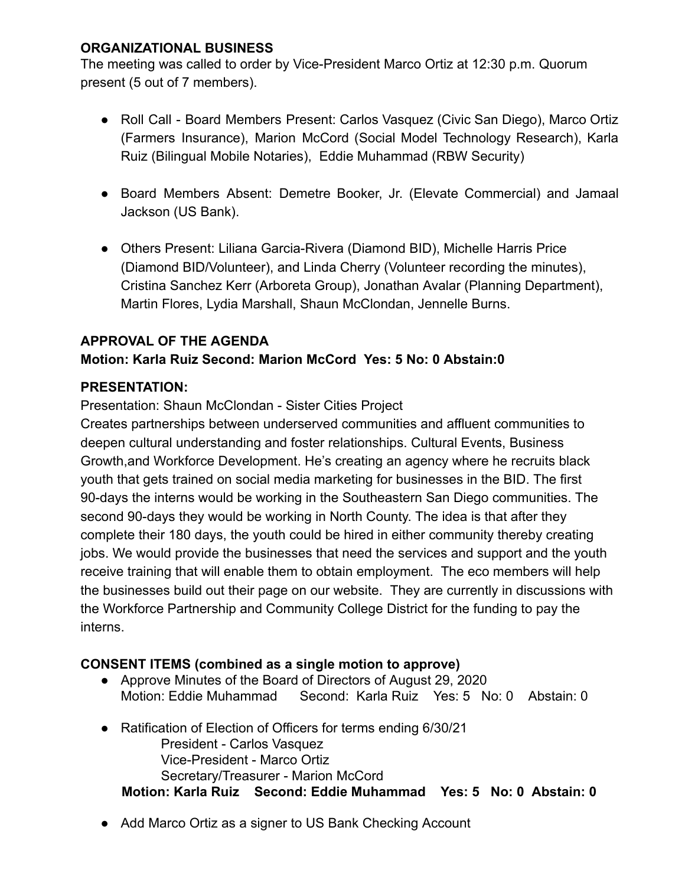**ORGANIZATIONAL BUSINESS**

The meeting was called to order by Vice-President Marco Ortiz at 12:30 p.m. Quorum present (5 out of 7 members).

- Roll Call - Board Members Present: Carlos Vasquez (Civic San Diego), Marco Ortiz (Farmers Insurance), Marion McCord (Social Model Technology Research), Karla Ruiz (Bilingual Mobile Notaries), Eddie Muhammad (RBW Security)

- Board Members Absent: Demetre Booker, Jr. (Elevate Commercial) and Jamaal Jackson (US Bank).

- Others Present: Liliana Garcia-Rivera (Diamond BID), Michelle Harris Price (Diamond BID/Volunteer), and Linda Cherry (Volunteer recording the minutes), Cristina Sanchez Kerr (Arboreta Group), Jonathan Avalar (Planning Department), Martin Flores, Lydia Marshall, Shaun McClondan, Jennelle Burns.

**APPROVAL OF THE AGENDA**

**Motion: Karla Ruiz Second: Marion McCord Yes: 5 No: 0 Abstain:0**

**PRESENTATION:**

Presentation: Shaun McClondan - Sister Cities Project

Creates partnerships between underserved communities and affluent communities to deepen cultural understanding and foster relationships. Cultural Events, Business Growth,and Workforce Development. He's creating an agency where he recruits black youth that gets trained on social media marketing for businesses in the BID. The first 90-days the interns would be working in the Southeastern San Diego communities. The second 90-days they would be working in North County. The idea is that after they complete their 180 days, the youth could be hired in either community thereby creating jobs. We would provide the businesses that need the services and support and the youth receive training that will enable them to obtain employment. The eco members will help the businesses build out their page on our website. They are currently in discussions with the Workforce Partnership and Community College District for the funding to pay the interns.

**CONSENT ITEMS (combined as a single motion to approve)**

- Approve Minutes of the Board of Directors of August 29, 2020
  Motion: Eddie Muhammad Second: Karla Ruiz Yes: 5 No: 0 Abstain: 0

- Ratification of Election of Officers for terms ending 6/30/21
  President - Carlos Vasquez
  Vice-President - Marco Ortiz
  Secretary/Treasurer - Marion McCord
  **Motion: Karla Ruiz Second: Eddie Muhammad Yes: 5 No: 0 Abstain: 0**

- Add Marco Ortiz as a signer to US Bank Checking Account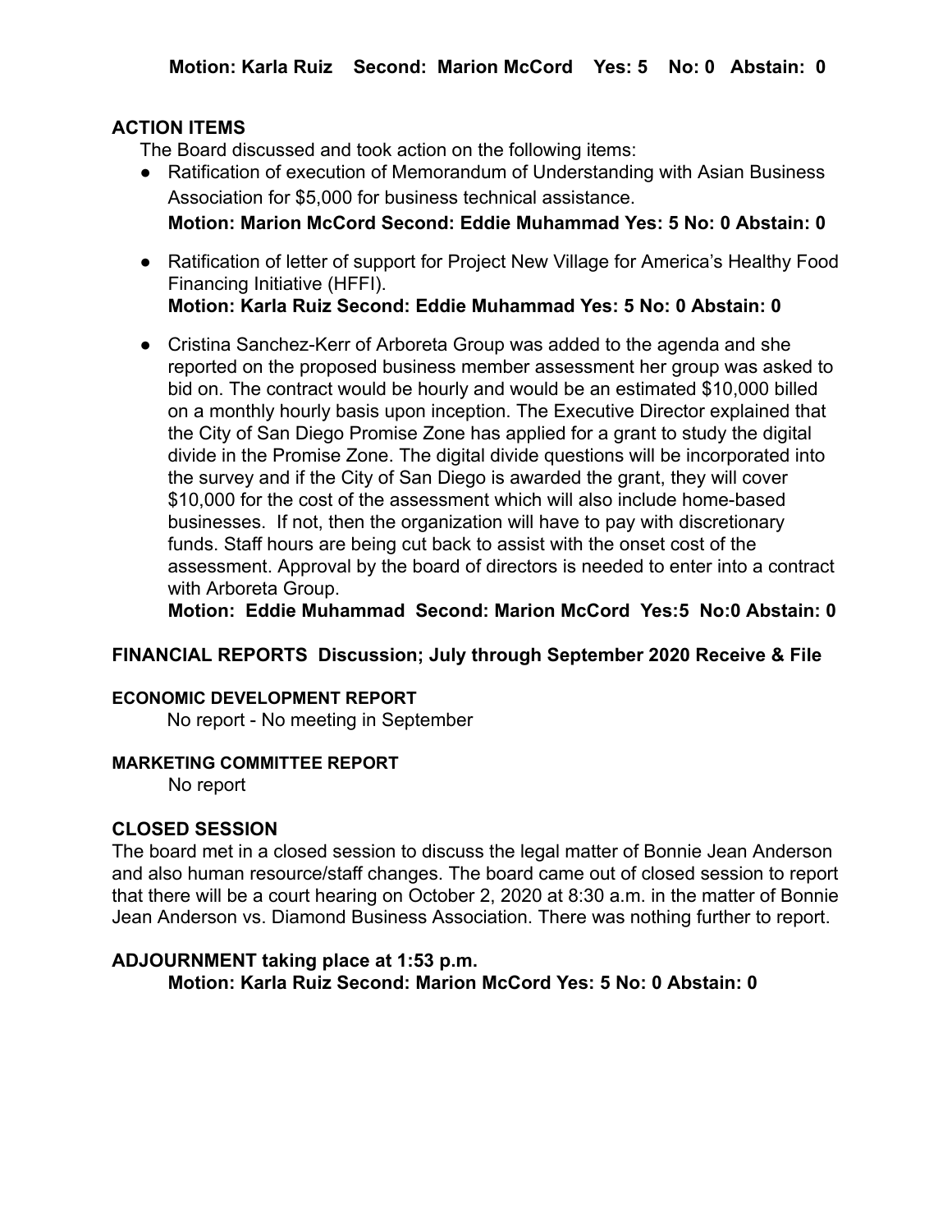**Motion: Karla Ruiz Second: Marion McCord Yes: 5 No: 0 Abstain: 0**

## ACTION ITEMS

The Board discussed and took action on the following items:

- Ratification of execution of Memorandum of Understanding with Asian Business Association for $5,000 for business technical assistance.
  **Motion: Marion McCord Second: Eddie Muhammad Yes: 5 No: 0 Abstain: 0**
- Ratification of letter of support for Project New Village for America's Healthy Food Financing Initiative (HFFI).
  **Motion: Karla Ruiz Second: Eddie Muhammad Yes: 5 No: 0 Abstain: 0**
- Cristina Sanchez-Kerr of Arboreta Group was added to the agenda and she reported on the proposed business member assessment her group was asked to bid on. The contract would be hourly and would be an estimated $10,000 billed on a monthly hourly basis upon inception. The Executive Director explained that the City of San Diego Promise Zone has applied for a grant to study the digital divide in the Promise Zone. The digital divide questions will be incorporated into the survey and if the City of San Diego is awarded the grant, they will cover $10,000 for the cost of the assessment which will also include home-based businesses. If not, then the organization will have to pay with discretionary funds. Staff hours are being cut back to assist with the onset cost of the assessment. Approval by the board of directors is needed to enter into a contract with Arboreta Group.
  **Motion: Eddie Muhammad Second: Marion McCord Yes:5 No:0 Abstain: 0**

## FINANCIAL REPORTS Discussion; July through September 2020 Receive & File

### ECONOMIC DEVELOPMENT REPORT

No report - No meeting in September

### MARKETING COMMITTEE REPORT

No report

## CLOSED SESSION

The board met in a closed session to discuss the legal matter of Bonnie Jean Anderson and also human resource/staff changes. The board came out of closed session to report that there will be a court hearing on October 2, 2020 at 8:30 a.m. in the matter of Bonnie Jean Anderson vs. Diamond Business Association. There was nothing further to report.

## ADJOURNMENT taking place at 1:53 p.m.

**Motion: Karla Ruiz Second: Marion McCord Yes: 5 No: 0 Abstain: 0**